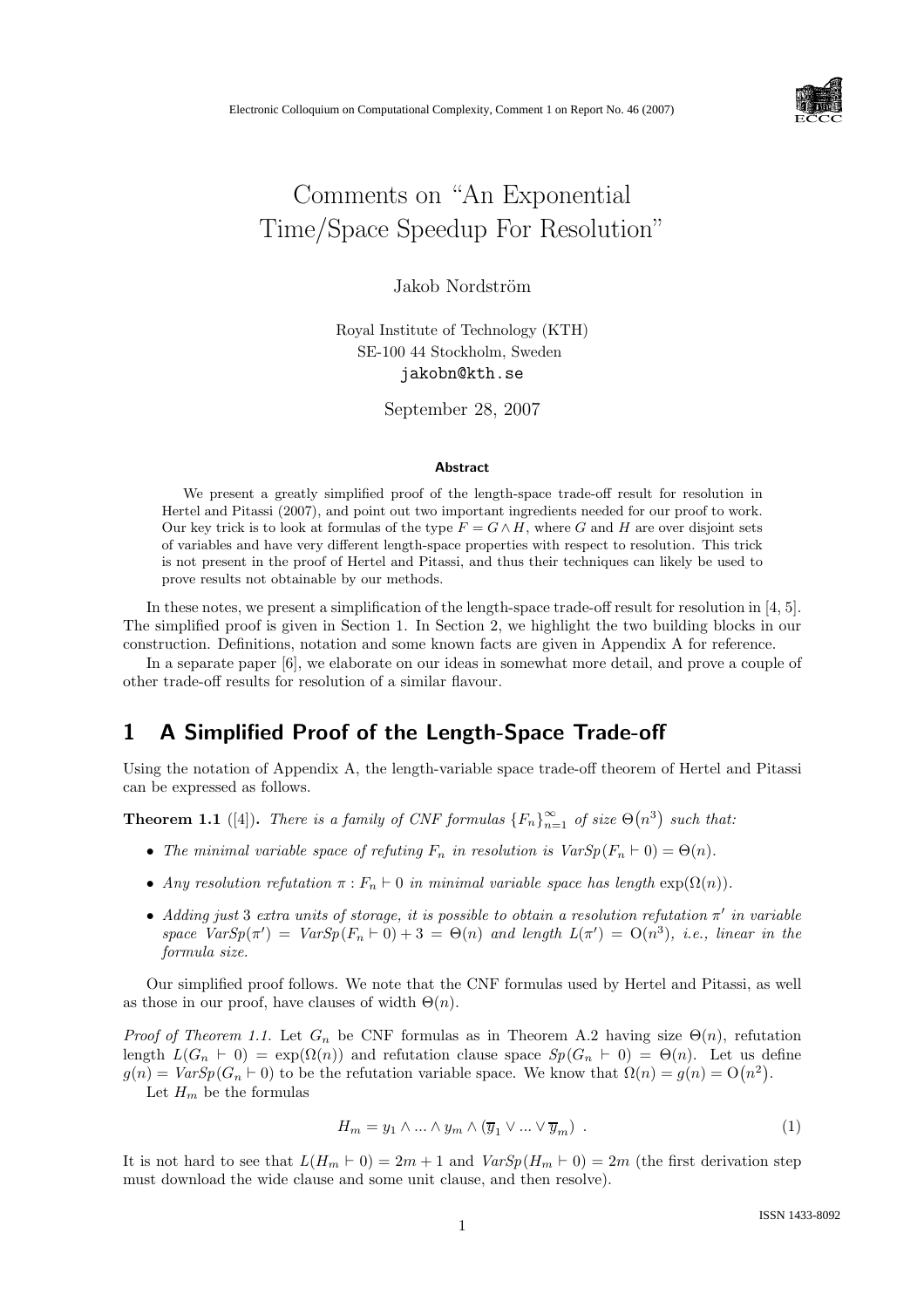# Comments on "An Exponential Time/Space Speedup For Resolution"

Jakob Nordström

Royal Institute of Technology (KTH)
SE-100 44 Stockholm, Sweden
jakobn@kth.se

September 28, 2007

**Abstract**

We present a greatly simplified proof of the length-space trade-off result for resolution in Hertel and Pitassi (2007), and point out two important ingredients needed for our proof to work. Our key trick is to look at formulas of the type $F = G \wedge H$, where $G$ and $H$ are over disjoint sets of variables and have very different length-space properties with respect to resolution. This trick is not present in the proof of Hertel and Pitassi, and thus their techniques can likely be used to prove results not obtainable by our methods.

In these notes, we present a simplification of the length-space trade-off result for resolution in [4, 5]. The simplified proof is given in Section 1. In Section 2, we highlight the two building blocks in our construction. Definitions, notation and some known facts are given in Appendix A for reference.

In a separate paper [6], we elaborate on our ideas in somewhat more detail, and prove a couple of other trade-off results for resolution of a similar flavour.

## 1 A Simplified Proof of the Length-Space Trade-off

Using the notation of Appendix A, the length-variable space trade-off theorem of Hertel and Pitassi can be expressed as follows.

**Theorem 1.1** ([4])**.** *There is a family of CNF formulas $\{F_n\}_{n=1}^{\infty}$ of size $\Theta(n^3)$ such that:*

- *The minimal variable space of refuting $F_n$ in resolution is $VarSp(F_n \vdash 0) = \Theta(n)$.*
- *Any resolution refutation $\pi : F_n \vdash 0$ in minimal variable space has length $\exp(\Omega(n))$.*
- *Adding just 3 extra units of storage, it is possible to obtain a resolution refutation $\pi'$ in variable space $VarSp(\pi') = VarSp(F_n \vdash 0) + 3 = \Theta(n)$ and length $L(\pi') = O(n^3)$, i.e., linear in the formula size.*

Our simplified proof follows. We note that the CNF formulas used by Hertel and Pitassi, as well as those in our proof, have clauses of width $\Theta(n)$.

*Proof of Theorem 1.1.* Let $G_n$ be CNF formulas as in Theorem A.2 having size $\Theta(n)$, refutation length $L(G_n \vdash 0) = \exp(\Omega(n))$ and refutation clause space $Sp(G_n \vdash 0) = \Theta(n)$. Let us define $g(n) = VarSp(G_n \vdash 0)$ to be the refutation variable space. We know that $\Omega(n) = g(n) = O(n^2)$.

Let $H_m$ be the formulas

$$H_m = y_1 \wedge \ldots \wedge y_m \wedge (\overline{y}_1 \vee \ldots \vee \overline{y}_m) \ . \tag{1}$$

It is not hard to see that $L(H_m \vdash 0) = 2m + 1$ and $VarSp(H_m \vdash 0) = 2m$ (the first derivation step must download the wide clause and some unit clause, and then resolve).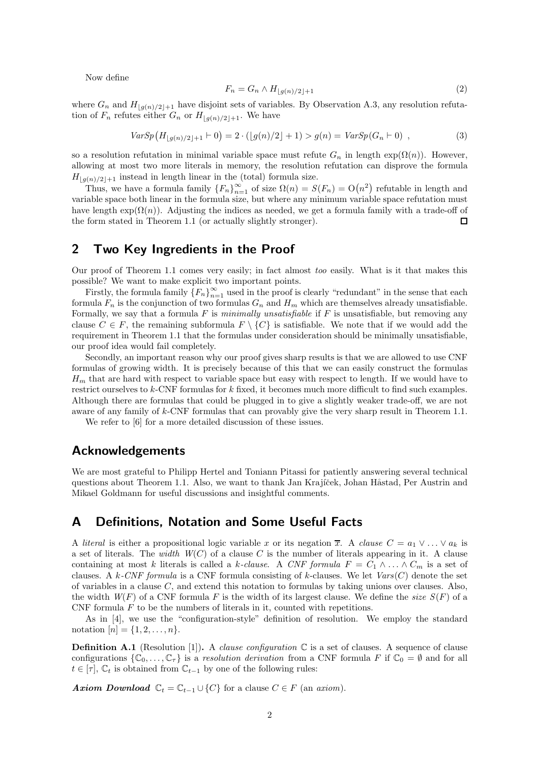Now define

$$F_n = G_n \wedge H_{\lfloor g(n)/2 \rfloor + 1} \tag{2}$$

where $G_n$ and $H_{\lfloor g(n)/2 \rfloor + 1}$ have disjoint sets of variables. By Observation A.3, any resolution refutation of $F_n$ refutes either $G_n$ or $H_{\lfloor g(n)/2 \rfloor + 1}$. We have

$$\mathit{VarSp}\big(H_{\lfloor g(n)/2 \rfloor + 1} \vdash 0\big) = 2 \cdot (\lfloor g(n)/2 \rfloor + 1) > g(n) = \mathit{VarSp}(G_n \vdash 0) \ , \tag{3}$$

so a resolution refutation in minimal variable space must refute $G_n$ in length $\exp(\Omega(n))$. However, allowing at most two more literals in memory, the resolution refutation can disprove the formula $H_{\lfloor g(n)/2 \rfloor + 1}$ instead in length linear in the (total) formula size.

Thus, we have a formula family $\{F_n\}_{n=1}^{\infty}$ of size $\Omega(n) = S(F_n) = \mathrm{O}\big(n^2\big)$ refutable in length and variable space both linear in the formula size, but where any minimum variable space refutation must have length $\exp(\Omega(n))$. Adjusting the indices as needed, we get a formula family with a trade-off of the form stated in Theorem 1.1 (or actually slightly stronger). ☐

## 2 Two Key Ingredients in the Proof

Our proof of Theorem 1.1 comes very easily; in fact almost *too* easily. What is it that makes this possible? We want to make explicit two important points.

Firstly, the formula family $\{F_n\}_{n=1}^{\infty}$ used in the proof is clearly "redundant" in the sense that each formula $F_n$ is the conjunction of two formulas $G_n$ and $H_m$ which are themselves already unsatisfiable. Formally, we say that a formula $F$ is *minimally unsatisfiable* if $F$ is unsatisfiable, but removing any clause $C \in F$, the remaining subformula $F \setminus \{C\}$ is satisfiable. We note that if we would add the requirement in Theorem 1.1 that the formulas under consideration should be minimally unsatisfiable, our proof idea would fail completely.

Secondly, an important reason why our proof gives sharp results is that we are allowed to use CNF formulas of growing width. It is precisely because of this that we can easily construct the formulas $H_m$ that are hard with respect to variable space but easy with respect to length. If we would have to restrict ourselves to $k$-CNF formulas for $k$ fixed, it becomes much more difficult to find such examples. Although there are formulas that could be plugged in to give a slightly weaker trade-off, we are not aware of any family of $k$-CNF formulas that can provably give the very sharp result in Theorem 1.1.

We refer to [6] for a more detailed discussion of these issues.

## Acknowledgements

We are most grateful to Philipp Hertel and Toniann Pitassi for patiently answering several technical questions about Theorem 1.1. Also, we want to thank Jan Krajíček, Johan Håstad, Per Austrin and Mikael Goldmann for useful discussions and insightful comments.

## A Definitions, Notation and Some Useful Facts

A *literal* is either a propositional logic variable $x$ or its negation $\overline{x}$. A *clause* $C = a_1 \vee \ldots \vee a_k$ is a set of literals. The *width* $W(C)$ of a clause $C$ is the number of literals appearing in it. A clause containing at most $k$ literals is called a *k-clause*. A *CNF formula* $F = C_1 \wedge \ldots \wedge C_m$ is a set of clauses. A *k-CNF formula* is a CNF formula consisting of $k$-clauses. We let $\mathit{Vars}(C)$ denote the set of variables in a clause $C$, and extend this notation to formulas by taking unions over clauses. Also, the width $W(F)$ of a CNF formula $F$ is the width of its largest clause. We define the *size* $S(F)$ of a CNF formula $F$ to be the numbers of literals in it, counted with repetitions.

As in [4], we use the "configuration-style" definition of resolution. We employ the standard notation $[n] = \{1, 2, \ldots, n\}$.

**Definition A.1** (Resolution [1])**.** A *clause configuration* $\mathbb{C}$ is a set of clauses. A sequence of clause configurations $\{\mathbb{C}_0, \ldots, \mathbb{C}_\tau\}$ is a *resolution derivation* from a CNF formula $F$ if $\mathbb{C}_0 = \emptyset$ and for all $t \in [\tau]$, $\mathbb{C}_t$ is obtained from $\mathbb{C}_{t-1}$ by one of the following rules:

***Axiom Download*** $\mathbb{C}_t = \mathbb{C}_{t-1} \cup \{C\}$ for a clause $C \in F$ (an *axiom*).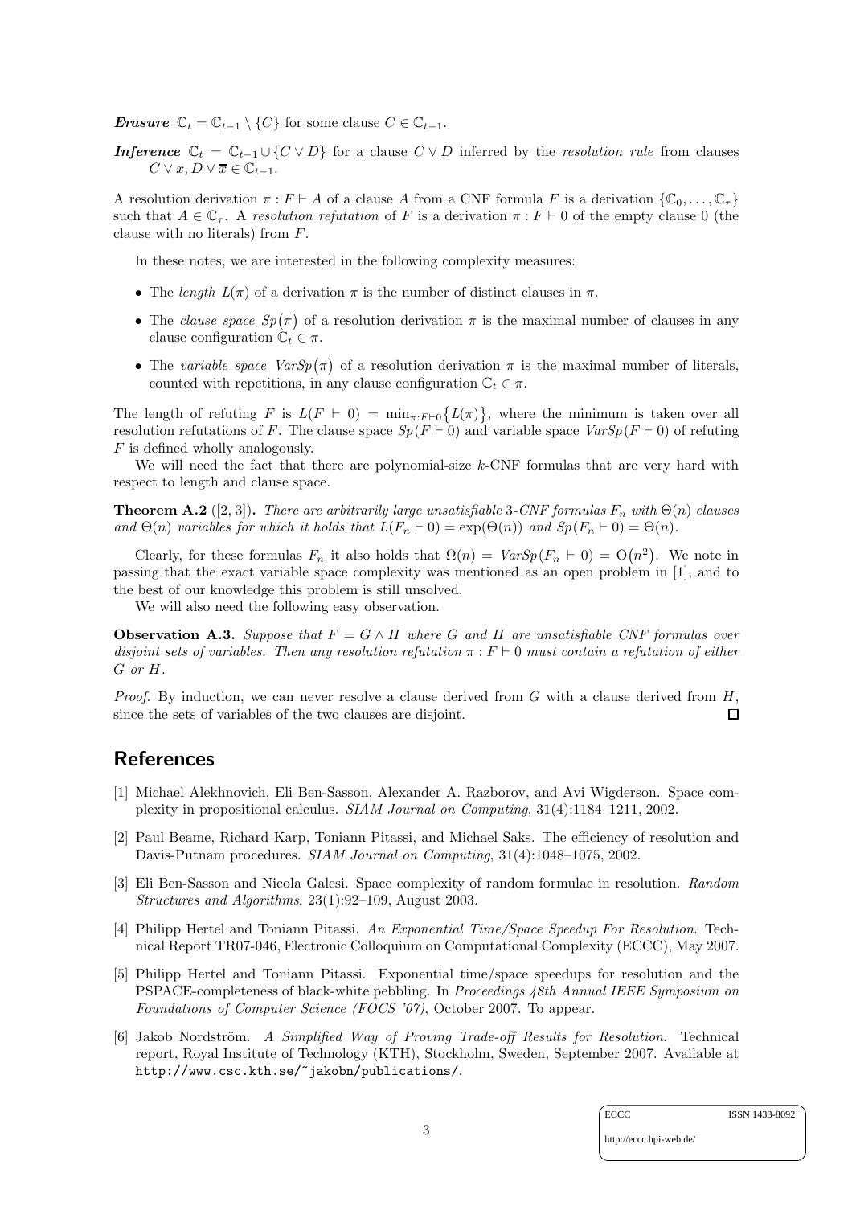***Erasure*** $\mathbb{C}_t = \mathbb{C}_{t-1} \setminus \{C\}$ for some clause $C \in \mathbb{C}_{t-1}$.

***Inference*** $\mathbb{C}_t = \mathbb{C}_{t-1} \cup \{C \vee D\}$ for a clause $C \vee D$ inferred by the *resolution rule* from clauses $C \vee x, D \vee \overline{x} \in \mathbb{C}_{t-1}$.

A resolution derivation $\pi : F \vdash A$ of a clause $A$ from a CNF formula $F$ is a derivation $\{\mathbb{C}_0, \ldots, \mathbb{C}_\tau\}$ such that $A \in \mathbb{C}_\tau$. A *resolution refutation* of $F$ is a derivation $\pi : F \vdash 0$ of the empty clause 0 (the clause with no literals) from $F$.

In these notes, we are interested in the following complexity measures:

- The *length* $L(\pi)$ of a derivation $\pi$ is the number of distinct clauses in $\pi$.
- The *clause space* $Sp(\pi)$ of a resolution derivation $\pi$ is the maximal number of clauses in any clause configuration $\mathbb{C}_t \in \pi$.
- The *variable space* $VarSp(\pi)$ of a resolution derivation $\pi$ is the maximal number of literals, counted with repetitions, in any clause configuration $\mathbb{C}_t \in \pi$.

The length of refuting $F$ is $L(F \vdash 0) = \min_{\pi : F \vdash 0}\{L(\pi)\}$, where the minimum is taken over all resolution refutations of $F$. The clause space $Sp(F \vdash 0)$ and variable space $VarSp(F \vdash 0)$ of refuting $F$ is defined wholly analogously.

We will need the fact that there are polynomial-size $k$-CNF formulas that are very hard with respect to length and clause space.

**Theorem A.2** ([2, 3]). *There are arbitrarily large unsatisfiable 3-CNF formulas $F_n$ with $\Theta(n)$ clauses and $\Theta(n)$ variables for which it holds that $L(F_n \vdash 0) = \exp(\Theta(n))$ and $Sp(F_n \vdash 0) = \Theta(n)$.*

Clearly, for these formulas $F_n$ it also holds that $\Omega(n) = VarSp(F_n \vdash 0) = \mathrm{O}(n^2)$. We note in passing that the exact variable space complexity was mentioned as an open problem in [1], and to the best of our knowledge this problem is still unsolved.

We will also need the following easy observation.

**Observation A.3.** *Suppose that $F = G \wedge H$ where $G$ and $H$ are unsatisfiable CNF formulas over disjoint sets of variables. Then any resolution refutation $\pi : F \vdash 0$ must contain a refutation of either $G$ or $H$.*

*Proof.* By induction, we can never resolve a clause derived from $G$ with a clause derived from $H$, since the sets of variables of the two clauses are disjoint. ∎

## References

[1] Michael Alekhnovich, Eli Ben-Sasson, Alexander A. Razborov, and Avi Wigderson. Space complexity in propositional calculus. *SIAM Journal on Computing*, 31(4):1184–1211, 2002.

[2] Paul Beame, Richard Karp, Toniann Pitassi, and Michael Saks. The efficiency of resolution and Davis-Putnam procedures. *SIAM Journal on Computing*, 31(4):1048–1075, 2002.

[3] Eli Ben-Sasson and Nicola Galesi. Space complexity of random formulae in resolution. *Random Structures and Algorithms*, 23(1):92–109, August 2003.

[4] Philipp Hertel and Toniann Pitassi. *An Exponential Time/Space Speedup For Resolution*. Technical Report TR07-046, Electronic Colloquium on Computational Complexity (ECCC), May 2007.

[5] Philipp Hertel and Toniann Pitassi. Exponential time/space speedups for resolution and the PSPACE-completeness of black-white pebbling. In *Proceedings 48th Annual IEEE Symposium on Foundations of Computer Science (FOCS '07)*, October 2007. To appear.

[6] Jakob Nordström. *A Simplified Way of Proving Trade-off Results for Resolution*. Technical report, Royal Institute of Technology (KTH), Stockholm, Sweden, September 2007. Available at http://www.csc.kth.se/~jakobn/publications/.

ECCC ISSN 1433-8092

http://eccc.hpi-web.de/